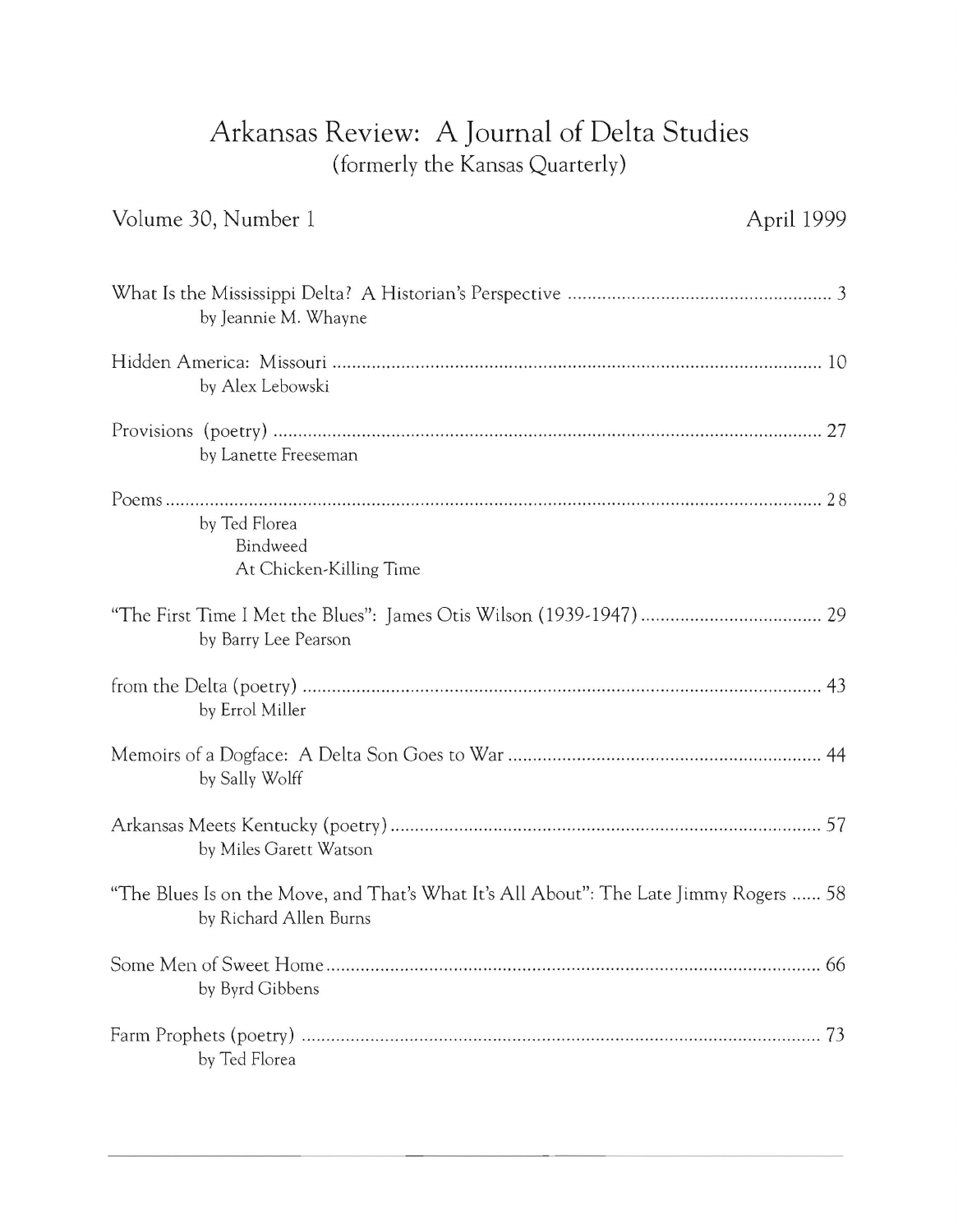# Arkansas Review: A Journal of Delta Studies

(formerly the Kansas Quarterly)

Volume 30, Number 1 — April 1999

What Is the Mississippi Delta? A Historian's Perspective ..... 3
by Jeannie M. Whayne

Hidden America: Missouri ..... 10
by Alex Lebowski

Provisions (poetry) ..... 27
by Lanette Freeseman

Poems ..... 28
by Ted Florea
Bindweed
At Chicken-Killing Time

"The First Time I Met the Blues": James Otis Wilson (1939-1947) ..... 29
by Barry Lee Pearson

from the Delta (poetry) ..... 43
by Errol Miller

Memoirs of a Dogface: A Delta Son Goes to War ..... 44
by Sally Wolff

Arkansas Meets Kentucky (poetry) ..... 57
by Miles Garett Watson

"The Blues Is on the Move, and That's What It's All About": The Late Jimmy Rogers ..... 58
by Richard Allen Burns

Some Men of Sweet Home ..... 66
by Byrd Gibbens

Farm Prophets (poetry) ..... 73
by Ted Florea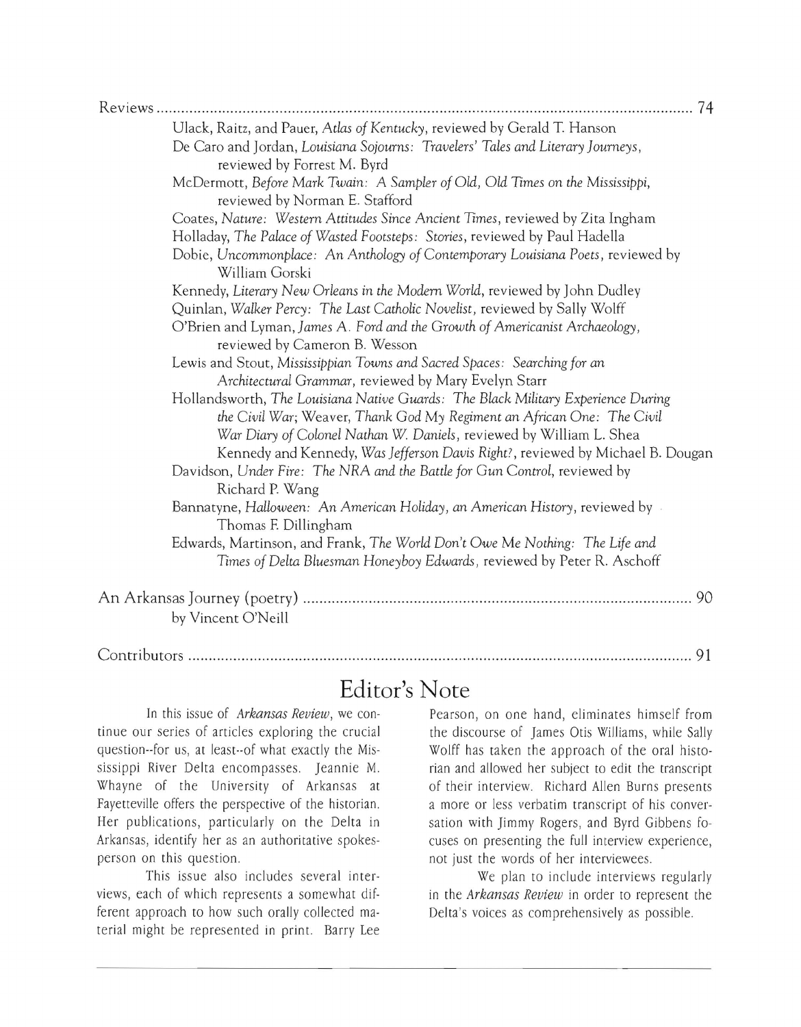Reviews ........................................................................................................................ 74

Ulack, Raitz, and Pauer, *Atlas of Kentucky*, reviewed by Gerald T. Hanson
De Caro and Jordan, *Louisiana Sojourns: Travelers' Tales and Literary Journeys*, reviewed by Forrest M. Byrd
McDermott, *Before Mark Twain: A Sampler of Old, Old Times on the Mississippi*, reviewed by Norman E. Stafford
Coates, *Nature: Western Attitudes Since Ancient Times*, reviewed by Zita Ingham
Holladay, *The Palace of Wasted Footsteps: Stories*, reviewed by Paul Hadella
Dobie, *Uncommonplace: An Anthology of Contemporary Louisiana Poets*, reviewed by William Gorski
Kennedy, *Literary New Orleans in the Modern World*, reviewed by John Dudley
Quinlan, *Walker Percy: The Last Catholic Novelist*, reviewed by Sally Wolff
O'Brien and Lyman, *James A. Ford and the Growth of Americanist Archaeology*, reviewed by Cameron B. Wesson
Lewis and Stout, *Mississippian Towns and Sacred Spaces: Searching for an Architectural Grammar*, reviewed by Mary Evelyn Starr
Hollandsworth, *The Louisiana Native Guards: The Black Military Experience During the Civil War*; Weaver, *Thank God My Regiment an African One: The Civil War Diary of Colonel Nathan W. Daniels*, reviewed by William L. Shea
Kennedy and Kennedy, *Was Jefferson Davis Right?*, reviewed by Michael B. Dougan
Davidson, *Under Fire: The NRA and the Battle for Gun Control*, reviewed by Richard P. Wang
Bannatyne, *Halloween: An American Holiday, an American History*, reviewed by Thomas F. Dillingham
Edwards, Martinson, and Frank, *The World Don't Owe Me Nothing: The Life and Times of Delta Bluesman Honeyboy Edwards*, reviewed by Peter R. Aschoff

An Arkansas Journey (poetry) ............................................................................................ 90
by Vincent O'Neill

Contributors ........................................................................................................................ 91

# Editor's Note

In this issue of *Arkansas Review*, we continue our series of articles exploring the crucial question--for us, at least--of what exactly the Mississippi River Delta encompasses. Jeannie M. Whayne of the University of Arkansas at Fayetteville offers the perspective of the historian. Her publications, particularly on the Delta in Arkansas, identify her as an authoritative spokesperson on this question.

This issue also includes several interviews, each of which represents a somewhat different approach to how such orally collected material might be represented in print. Barry Lee Pearson, on one hand, eliminates himself from the discourse of James Otis Williams, while Sally Wolff has taken the approach of the oral historian and allowed her subject to edit the transcript of their interview. Richard Allen Burns presents a more or less verbatim transcript of his conversation with Jimmy Rogers, and Byrd Gibbens focuses on presenting the full interview experience, not just the words of her interviewees.

We plan to include interviews regularly in the *Arkansas Review* in order to represent the Delta's voices as comprehensively as possible.